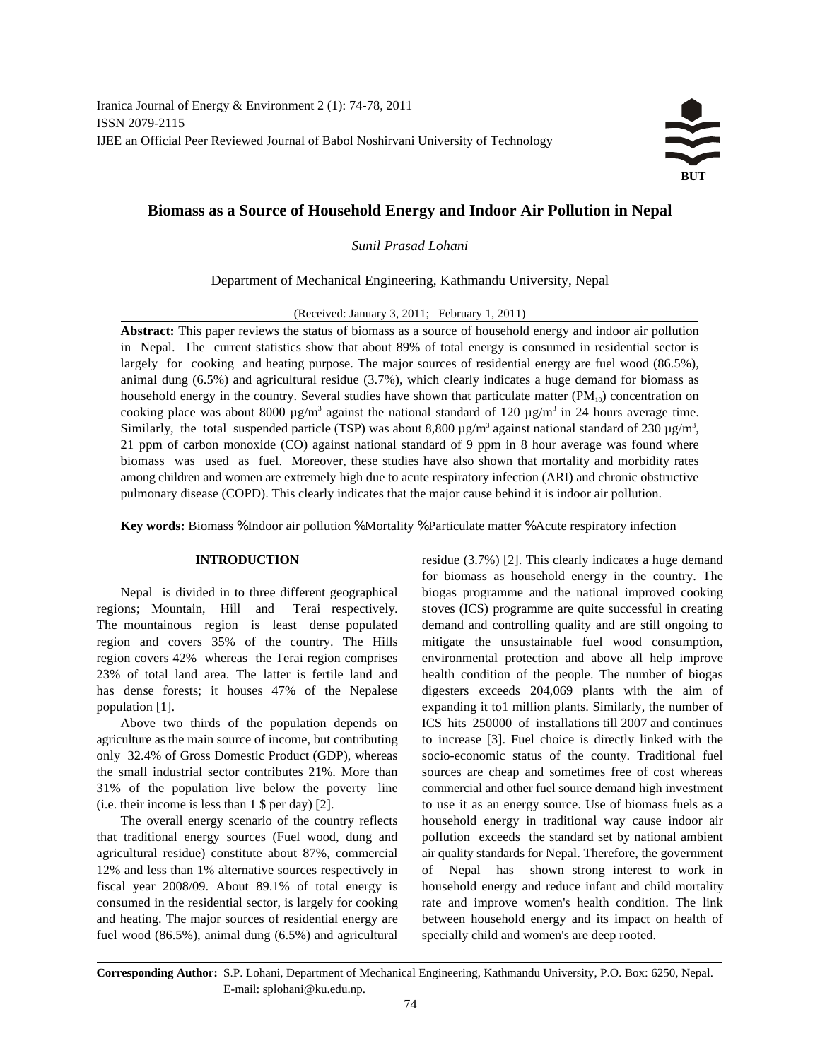# Biomass as a Source of Household Energy and Indoor Air Pollution in Nepal

*Sunil Prasad Lohani*

Department of Mechanical Engineering, Kathmandu University, Nepal

(Received: January 3, 2011; February 1, 2011)

**Abstract:** This paper reviews the status of biomass as a source of household energy and indoor air pollution in Nepal. The current statistics show that about 89% of total energy is consumed in residential sector is largely for cooking and heating purpose. The major sources of residential energy are fuel wood (86.5%), animal dung (6.5%) and agricultural residue (3.7%), which clearly indicates a huge demand for biomass as household energy in the country. Several studies have shown that particulate matter ($PM_{10}$) concentration on cooking place was about 8000 µg/m$^3$ against the national standard of 120 µg/m$^3$ in 24 hours average time. Similarly, the total suspended particle (TSP) was about 8,800 µg/m$^3$ against national standard of 230 µg/m$^3$, 21 ppm of carbon monoxide (CO) against national standard of 9 ppm in 8 hour average was found where biomass was used as fuel. Moreover, these studies have also shown that mortality and morbidity rates among children and women are extremely high due to acute respiratory infection (ARI) and chronic obstructive pulmonary disease (COPD). This clearly indicates that the major cause behind it is indoor air pollution.

**Key words:** Biomass % Indoor air pollution % Mortality % Particulate matter % Acute respiratory infection

## INTRODUCTION

Nepal is divided in to three different geographical regions; Mountain, Hill and Terai respectively. The mountainous region is least dense populated region and covers 35% of the country. The Hills region covers 42% whereas the Terai region comprises 23% of total land area. The latter is fertile land and has dense forests; it houses 47% of the Nepalese population [1].

Above two thirds of the population depends on agriculture as the main source of income, but contributing only 32.4% of Gross Domestic Product (GDP), whereas the small industrial sector contributes 21%. More than 31% of the population live below the poverty line (i.e. their income is less than 1 $ per day) [2].

The overall energy scenario of the country reflects that traditional energy sources (Fuel wood, dung and agricultural residue) constitute about 87%, commercial 12% and less than 1% alternative sources respectively in fiscal year 2008/09. About 89.1% of total energy is consumed in the residential sector, is largely for cooking and heating. The major sources of residential energy are fuel wood (86.5%), animal dung (6.5%) and agricultural residue (3.7%) [2]. This clearly indicates a huge demand for biomass as household energy in the country. The biogas programme and the national improved cooking stoves (ICS) programme are quite successful in creating demand and controlling quality and are still ongoing to mitigate the unsustainable fuel wood consumption, environmental protection and above all help improve health condition of the people. The number of biogas digesters exceeds 204,069 plants with the aim of expanding it to1 million plants. Similarly, the number of ICS hits 250000 of installations till 2007 and continues to increase [3]. Fuel choice is directly linked with the socio-economic status of the county. Traditional fuel sources are cheap and sometimes free of cost whereas commercial and other fuel source demand high investment to use it as an energy source. Use of biomass fuels as a household energy in traditional way cause indoor air pollution exceeds the standard set by national ambient air quality standards for Nepal. Therefore, the government of Nepal has shown strong interest to work in household energy and reduce infant and child mortality rate and improve women's health condition. The link between household energy and its impact on health of specially child and women's are deep rooted.

**Corresponding Author:** S.P. Lohani, Department of Mechanical Engineering, Kathmandu University, P.O. Box: 6250, Nepal. E-mail: splohani@ku.edu.np.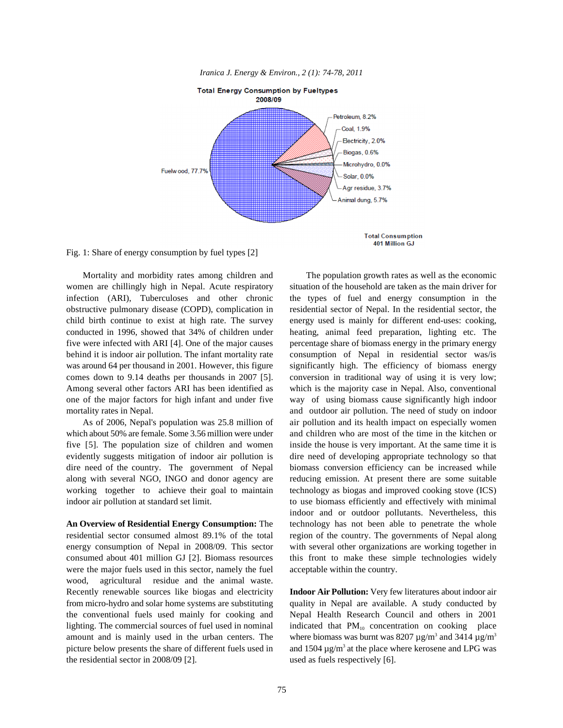Total Energy Consumption by Fueltypes
2008/09

Petroleum, 8.2%
Coal, 1.9%
Electricity, 2.0%
Biogas, 0.6%
Microhydro, 0.0%
Solar, 0.0%
Agr residue, 3.7%
Animal dung, 5.7%
Fuelwood, 77.7%

Total Consumption
401 Million GJ

Fig. 1: Share of energy consumption by fuel types [2]

Mortality and morbidity rates among children and women are chillingly high in Nepal. Acute respiratory infection (ARI), Tuberculoses and other chronic obstructive pulmonary disease (COPD), complication in child birth continue to exist at high rate. The survey conducted in 1996, showed that 34% of children under five were infected with ARI [4]. One of the major causes behind it is indoor air pollution. The infant mortality rate was around 64 per thousand in 2001. However, this figure comes down to 9.14 deaths per thousands in 2007 [5]. Among several other factors ARI has been identified as one of the major factors for high infant and under five mortality rates in Nepal.

As of 2006, Nepal's population was 25.8 million of which about 50% are female. Some 3.56 million were under five [5]. The population size of children and women evidently suggests mitigation of indoor air pollution is dire need of the country. The government of Nepal along with several NGO, INGO and donor agency are working together to achieve their goal to maintain indoor air pollution at standard set limit.

**An Overview of Residential Energy Consumption:** The residential sector consumed almost 89.1% of the total energy consumption of Nepal in 2008/09. This sector consumed about 401 million GJ [2]. Biomass resources were the major fuels used in this sector, namely the fuel wood, agricultural residue and the animal waste. Recently renewable sources like biogas and electricity from micro-hydro and solar home systems are substituting the conventional fuels used mainly for cooking and lighting. The commercial sources of fuel used in nominal amount and is mainly used in the urban centers. The picture below presents the share of different fuels used in the residential sector in 2008/09 [2].

The population growth rates as well as the economic situation of the household are taken as the main driver for the types of fuel and energy consumption in the residential sector of Nepal. In the residential sector, the energy used is mainly for different end-uses: cooking, heating, animal feed preparation, lighting etc. The percentage share of biomass energy in the primary energy consumption of Nepal in residential sector was/is significantly high. The efficiency of biomass energy conversion in traditional way of using it is very low; which is the majority case in Nepal. Also, conventional way of using biomass cause significantly high indoor and outdoor air pollution. The need of study on indoor air pollution and its health impact on especially women and children who are most of the time in the kitchen or inside the house is very important. At the same time it is dire need of developing appropriate technology so that biomass conversion efficiency can be increased while reducing emission. At present there are some suitable technology as biogas and improved cooking stove (ICS) to use biomass efficiently and effectively with minimal indoor and or outdoor pollutants. Nevertheless, this technology has not been able to penetrate the whole region of the country. The governments of Nepal along with several other organizations are working together in this front to make these simple technologies widely acceptable within the country.

**Indoor Air Pollution:** Very few literatures about indoor air quality in Nepal are available. A study conducted by Nepal Health Research Council and others in 2001 indicated that $PM_{10}$ concentration on cooking place where biomass was burnt was 8207 µg/m$^3$ and 3414 µg/m$^3$ and 1504 µg/m$^3$ at the place where kerosene and LPG was used as fuels respectively [6].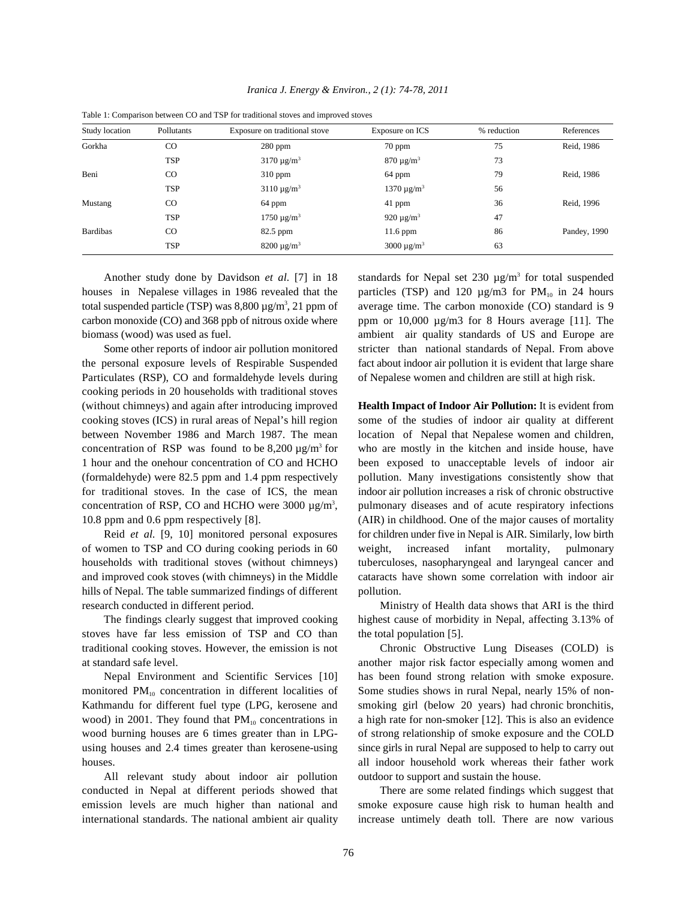Table 1: Comparison between CO and TSP for traditional stoves and improved stoves

| Study location | Pollutants | Exposure on traditional stove | Exposure on ICS | % reduction | References |
|---|---|---|---|---|---|
| Gorkha | CO | 280 ppm | 70 ppm | 75 | Reid, 1986 |
| | TSP | 3170 µg/m$^3$ | 870 µg/m$^3$ | 73 | |
| Beni | CO | 310 ppm | 64 ppm | 79 | Reid, 1986 |
| | TSP | 3110 µg/m$^3$ | 1370 µg/m$^3$ | 56 | |
| Mustang | CO | 64 ppm | 41 ppm | 36 | Reid, 1996 |
| | TSP | 1750 µg/m$^3$ | 920 µg/m$^3$ | 47 | |
| Bardibas | CO | 82.5 ppm | 11.6 ppm | 86 | Pandey, 1990 |
| | TSP | 8200 µg/m$^3$ | 3000 µg/m$^3$ | 63 | |

Another study done by Davidson *et al.* [7] in 18 houses in Nepalese villages in 1986 revealed that the total suspended particle (TSP) was 8,800 µg/m$^3$, 21 ppm of carbon monoxide (CO) and 368 ppb of nitrous oxide where biomass (wood) was used as fuel.

Some other reports of indoor air pollution monitored the personal exposure levels of Respirable Suspended Particulates (RSP), CO and formaldehyde levels during cooking periods in 20 households with traditional stoves (without chimneys) and again after introducing improved cooking stoves (ICS) in rural areas of Nepal's hill region between November 1986 and March 1987. The mean concentration of RSP was found to be 8,200 µg/m$^3$ for 1 hour and the onehour concentration of CO and HCHO (formaldehyde) were 82.5 ppm and 1.4 ppm respectively for traditional stoves. In the case of ICS, the mean concentration of RSP, CO and HCHO were 3000 µg/m$^3$, 10.8 ppm and 0.6 ppm respectively [8].

Reid *et al.* [9, 10] monitored personal exposures of women to TSP and CO during cooking periods in 60 households with traditional stoves (without chimneys) and improved cook stoves (with chimneys) in the Middle hills of Nepal. The table summarized findings of different research conducted in different period.

The findings clearly suggest that improved cooking stoves have far less emission of TSP and CO than traditional cooking stoves. However, the emission is not at standard safe level.

Nepal Environment and Scientific Services [10] monitored $PM_{10}$ concentration in different localities of Kathmandu for different fuel type (LPG, kerosene and wood) in 2001. They found that $PM_{10}$ concentrations in wood burning houses are 6 times greater than in LPG-using houses and 2.4 times greater than kerosene-using houses.

All relevant study about indoor air pollution conducted in Nepal at different periods showed that emission levels are much higher than national and international standards. The national ambient air quality standards for Nepal set 230 µg/m$^3$ for total suspended particles (TSP) and 120 µg/m3 for $PM_{10}$ in 24 hours average time. The carbon monoxide (CO) standard is 9 ppm or 10,000 µg/m3 for 8 Hours average [11]. The ambient air quality standards of US and Europe are stricter than national standards of Nepal. From above fact about indoor air pollution it is evident that large share of Nepalese women and children are still at high risk.

**Health Impact of Indoor Air Pollution:** It is evident from some of the studies of indoor air quality at different location of Nepal that Nepalese women and children, who are mostly in the kitchen and inside house, have been exposed to unacceptable levels of indoor air pollution. Many investigations consistently show that indoor air pollution increases a risk of chronic obstructive pulmonary diseases and of acute respiratory infections (AIR) in childhood. One of the major causes of mortality for children under five in Nepal is AIR. Similarly, low birth weight, increased infant mortality, pulmonary tuberculoses, nasopharyngeal and laryngeal cancer and cataracts have shown some correlation with indoor air pollution.

Ministry of Health data shows that ARI is the third highest cause of morbidity in Nepal, affecting 3.13% of the total population [5].

Chronic Obstructive Lung Diseases (COLD) is another major risk factor especially among women and has been found strong relation with smoke exposure. Some studies shows in rural Nepal, nearly 15% of non-smoking girl (below 20 years) had chronic bronchitis, a high rate for non-smoker [12]. This is also an evidence of strong relationship of smoke exposure and the COLD since girls in rural Nepal are supposed to help to carry out all indoor household work whereas their father work outdoor to support and sustain the house.

There are some related findings which suggest that smoke exposure cause high risk to human health and increase untimely death toll. There are now various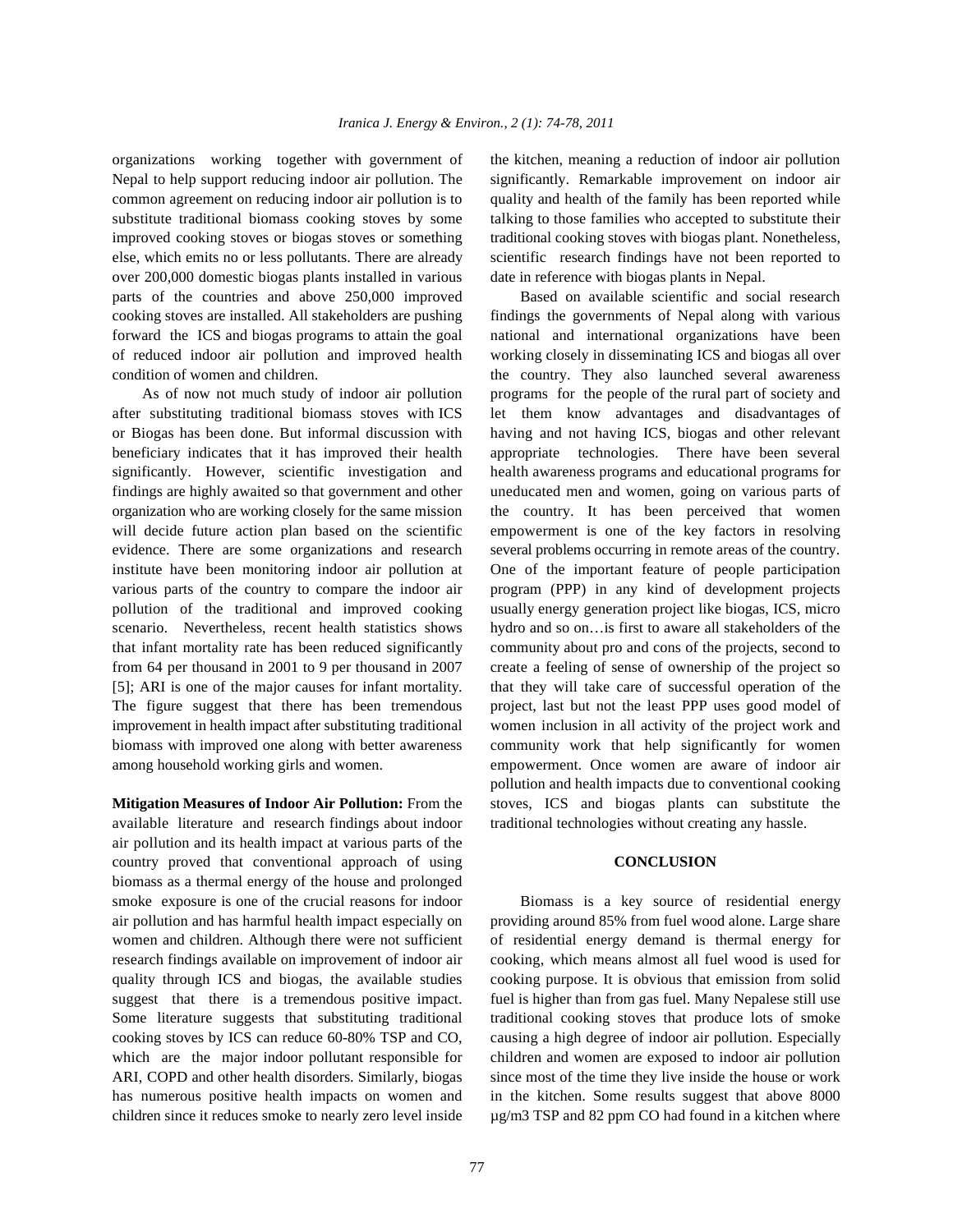organizations working together with government of Nepal to help support reducing indoor air pollution. The common agreement on reducing indoor air pollution is to substitute traditional biomass cooking stoves by some improved cooking stoves or biogas stoves or something else, which emits no or less pollutants. There are already over 200,000 domestic biogas plants installed in various parts of the countries and above 250,000 improved cooking stoves are installed. All stakeholders are pushing forward the ICS and biogas programs to attain the goal of reduced indoor air pollution and improved health condition of women and children.

As of now not much study of indoor air pollution after substituting traditional biomass stoves with ICS or Biogas has been done. But informal discussion with beneficiary indicates that it has improved their health significantly. However, scientific investigation and findings are highly awaited so that government and other organization who are working closely for the same mission will decide future action plan based on the scientific evidence. There are some organizations and research institute have been monitoring indoor air pollution at various parts of the country to compare the indoor air pollution of the traditional and improved cooking scenario. Nevertheless, recent health statistics shows that infant mortality rate has been reduced significantly from 64 per thousand in 2001 to 9 per thousand in 2007 [5]; ARI is one of the major causes for infant mortality. The figure suggest that there has been tremendous improvement in health impact after substituting traditional biomass with improved one along with better awareness among household working girls and women.

**Mitigation Measures of Indoor Air Pollution:** From the available literature and research findings about indoor air pollution and its health impact at various parts of the country proved that conventional approach of using biomass as a thermal energy of the house and prolonged smoke exposure is one of the crucial reasons for indoor air pollution and has harmful health impact especially on women and children. Although there were not sufficient research findings available on improvement of indoor air quality through ICS and biogas, the available studies suggest that there is a tremendous positive impact. Some literature suggests that substituting traditional cooking stoves by ICS can reduce 60-80% TSP and CO, which are the major indoor pollutant responsible for ARI, COPD and other health disorders. Similarly, biogas has numerous positive health impacts on women and children since it reduces smoke to nearly zero level inside the kitchen, meaning a reduction of indoor air pollution significantly. Remarkable improvement on indoor air quality and health of the family has been reported while talking to those families who accepted to substitute their traditional cooking stoves with biogas plant. Nonetheless, scientific research findings have not been reported to date in reference with biogas plants in Nepal.

Based on available scientific and social research findings the governments of Nepal along with various national and international organizations have been working closely in disseminating ICS and biogas all over the country. They also launched several awareness programs for the people of the rural part of society and let them know advantages and disadvantages of having and not having ICS, biogas and other relevant appropriate technologies. There have been several health awareness programs and educational programs for uneducated men and women, going on various parts of the country. It has been perceived that women empowerment is one of the key factors in resolving several problems occurring in remote areas of the country. One of the important feature of people participation program (PPP) in any kind of development projects usually energy generation project like biogas, ICS, micro hydro and so on…is first to aware all stakeholders of the community about pro and cons of the projects, second to create a feeling of sense of ownership of the project so that they will take care of successful operation of the project, last but not the least PPP uses good model of women inclusion in all activity of the project work and community work that help significantly for women empowerment. Once women are aware of indoor air pollution and health impacts due to conventional cooking stoves, ICS and biogas plants can substitute the traditional technologies without creating any hassle.

## CONCLUSION

Biomass is a key source of residential energy providing around 85% from fuel wood alone. Large share of residential energy demand is thermal energy for cooking, which means almost all fuel wood is used for cooking purpose. It is obvious that emission from solid fuel is higher than from gas fuel. Many Nepalese still use traditional cooking stoves that produce lots of smoke causing a high degree of indoor air pollution. Especially children and women are exposed to indoor air pollution since most of the time they live inside the house or work in the kitchen. Some results suggest that above 8000 μg/m3 TSP and 82 ppm CO had found in a kitchen where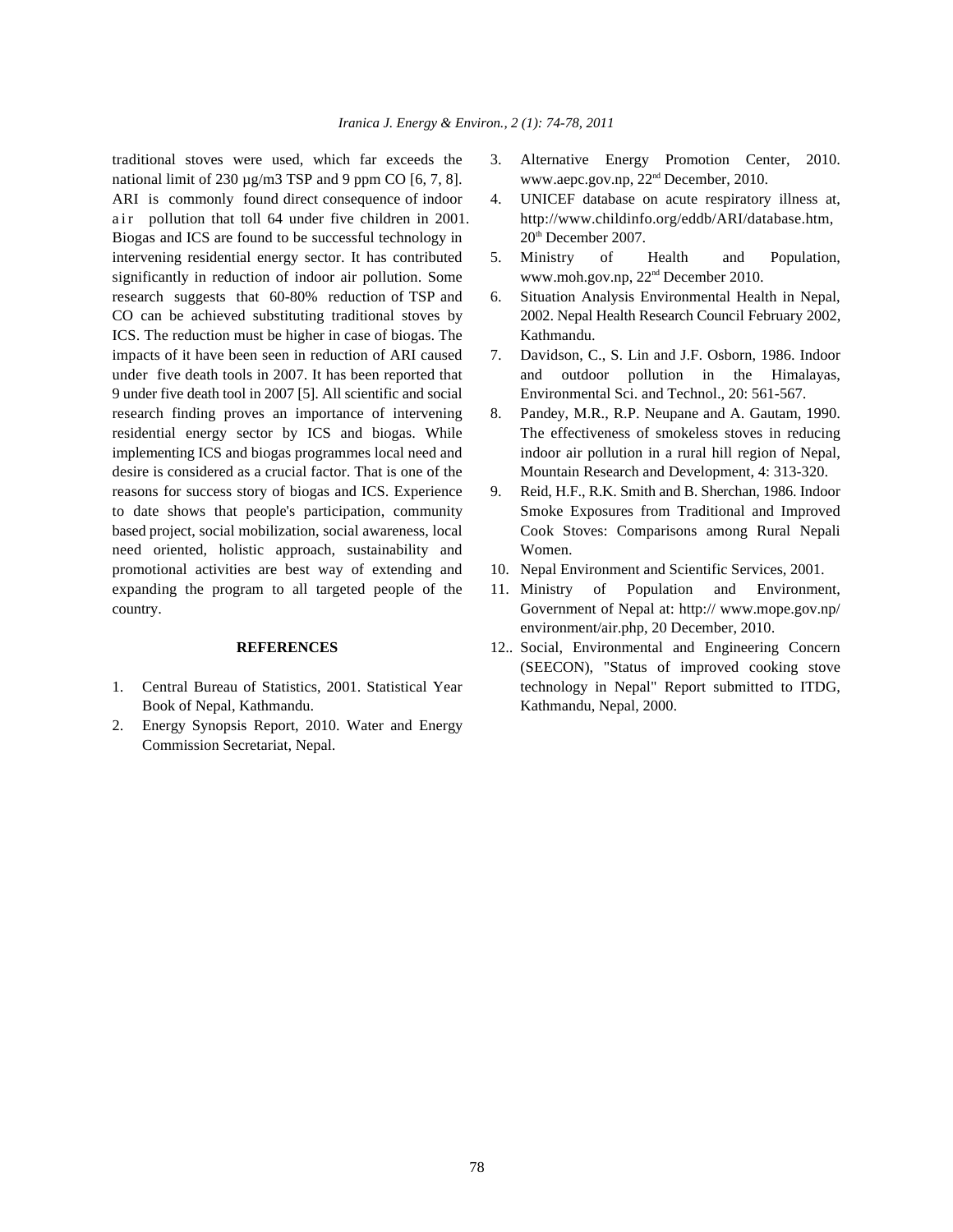traditional stoves were used, which far exceeds the national limit of 230 µg/m3 TSP and 9 ppm CO [6, 7, 8]. ARI is commonly found direct consequence of indoor air pollution that toll 64 under five children in 2001. Biogas and ICS are found to be successful technology in intervening residential energy sector. It has contributed significantly in reduction of indoor air pollution. Some research suggests that 60-80% reduction of TSP and CO can be achieved substituting traditional stoves by ICS. The reduction must be higher in case of biogas. The impacts of it have been seen in reduction of ARI caused under five death tools in 2007. It has been reported that 9 under five death tool in 2007 [5]. All scientific and social research finding proves an importance of intervening residential energy sector by ICS and biogas. While implementing ICS and biogas programmes local need and desire is considered as a crucial factor. That is one of the reasons for success story of biogas and ICS. Experience to date shows that people's participation, community based project, social mobilization, social awareness, local need oriented, holistic approach, sustainability and promotional activities are best way of extending and expanding the program to all targeted people of the country.

## REFERENCES

1. Central Bureau of Statistics, 2001. Statistical Year Book of Nepal, Kathmandu.
2. Energy Synopsis Report, 2010. Water and Energy Commission Secretariat, Nepal.
3. Alternative Energy Promotion Center, 2010. www.aepc.gov.np, 22nd December, 2010.
4. UNICEF database on acute respiratory illness at, http://www.childinfo.org/eddb/ARI/database.htm, 20th December 2007.
5. Ministry of Health and Population, www.moh.gov.np, 22nd December 2010.
6. Situation Analysis Environmental Health in Nepal, 2002. Nepal Health Research Council February 2002, Kathmandu.
7. Davidson, C., S. Lin and J.F. Osborn, 1986. Indoor and outdoor pollution in the Himalayas, Environmental Sci. and Technol., 20: 561-567.
8. Pandey, M.R., R.P. Neupane and A. Gautam, 1990. The effectiveness of smokeless stoves in reducing indoor air pollution in a rural hill region of Nepal, Mountain Research and Development, 4: 313-320.
9. Reid, H.F., R.K. Smith and B. Sherchan, 1986. Indoor Smoke Exposures from Traditional and Improved Cook Stoves: Comparisons among Rural Nepali Women.
10. Nepal Environment and Scientific Services, 2001.
11. Ministry of Population and Environment, Government of Nepal at: http:// www.mope.gov.np/ environment/air.php, 20 December, 2010.
12. Social, Environmental and Engineering Concern (SEECON), "Status of improved cooking stove technology in Nepal" Report submitted to ITDG, Kathmandu, Nepal, 2000.